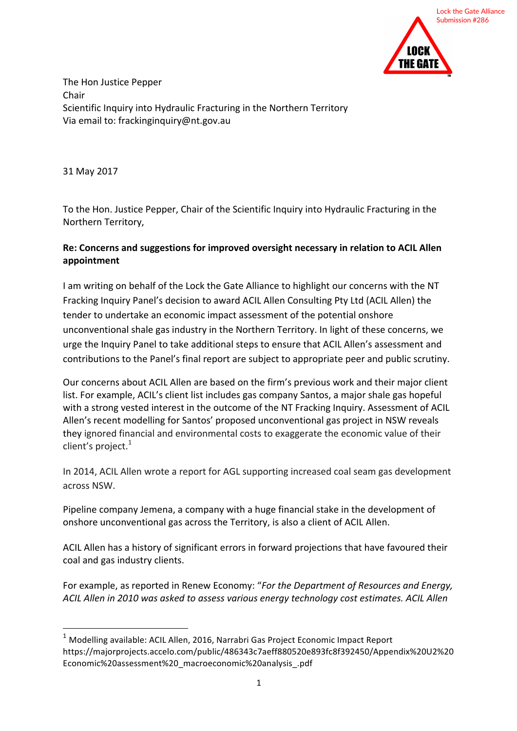Lock the Gate Alliance
Submission #286

The Hon Justice Pepper
Chair
Scientific Inquiry into Hydraulic Fracturing in the Northern Territory
Via email to: frackinginquiry@nt.gov.au

31 May 2017

To the Hon. Justice Pepper, Chair of the Scientific Inquiry into Hydraulic Fracturing in the Northern Territory,

**Re: Concerns and suggestions for improved oversight necessary in relation to ACIL Allen appointment**

I am writing on behalf of the Lock the Gate Alliance to highlight our concerns with the NT Fracking Inquiry Panel's decision to award ACIL Allen Consulting Pty Ltd (ACIL Allen) the tender to undertake an economic impact assessment of the potential onshore unconventional shale gas industry in the Northern Territory. In light of these concerns, we urge the Inquiry Panel to take additional steps to ensure that ACIL Allen's assessment and contributions to the Panel's final report are subject to appropriate peer and public scrutiny.

Our concerns about ACIL Allen are based on the firm's previous work and their major client list. For example, ACIL's client list includes gas company Santos, a major shale gas hopeful with a strong vested interest in the outcome of the NT Fracking Inquiry. Assessment of ACIL Allen's recent modelling for Santos' proposed unconventional gas project in NSW reveals they ignored financial and environmental costs to exaggerate the economic value of their client's project.[1]

In 2014, ACIL Allen wrote a report for AGL supporting increased coal seam gas development across NSW.

Pipeline company Jemena, a company with a huge financial stake in the development of onshore unconventional gas across the Territory, is also a client of ACIL Allen.

ACIL Allen has a history of significant errors in forward projections that have favoured their coal and gas industry clients.

For example, as reported in Renew Economy: "*For the Department of Resources and Energy, ACIL Allen in 2010 was asked to assess various energy technology cost estimates. ACIL Allen*

[1] Modelling available: ACIL Allen, 2016, Narrabri Gas Project Economic Impact Report https://majorprojects.accelo.com/public/486343c7aeff880520e893fc8f392450/Appendix%20U2%20Economic%20assessment%20_macroeconomic%20analysis_.pdf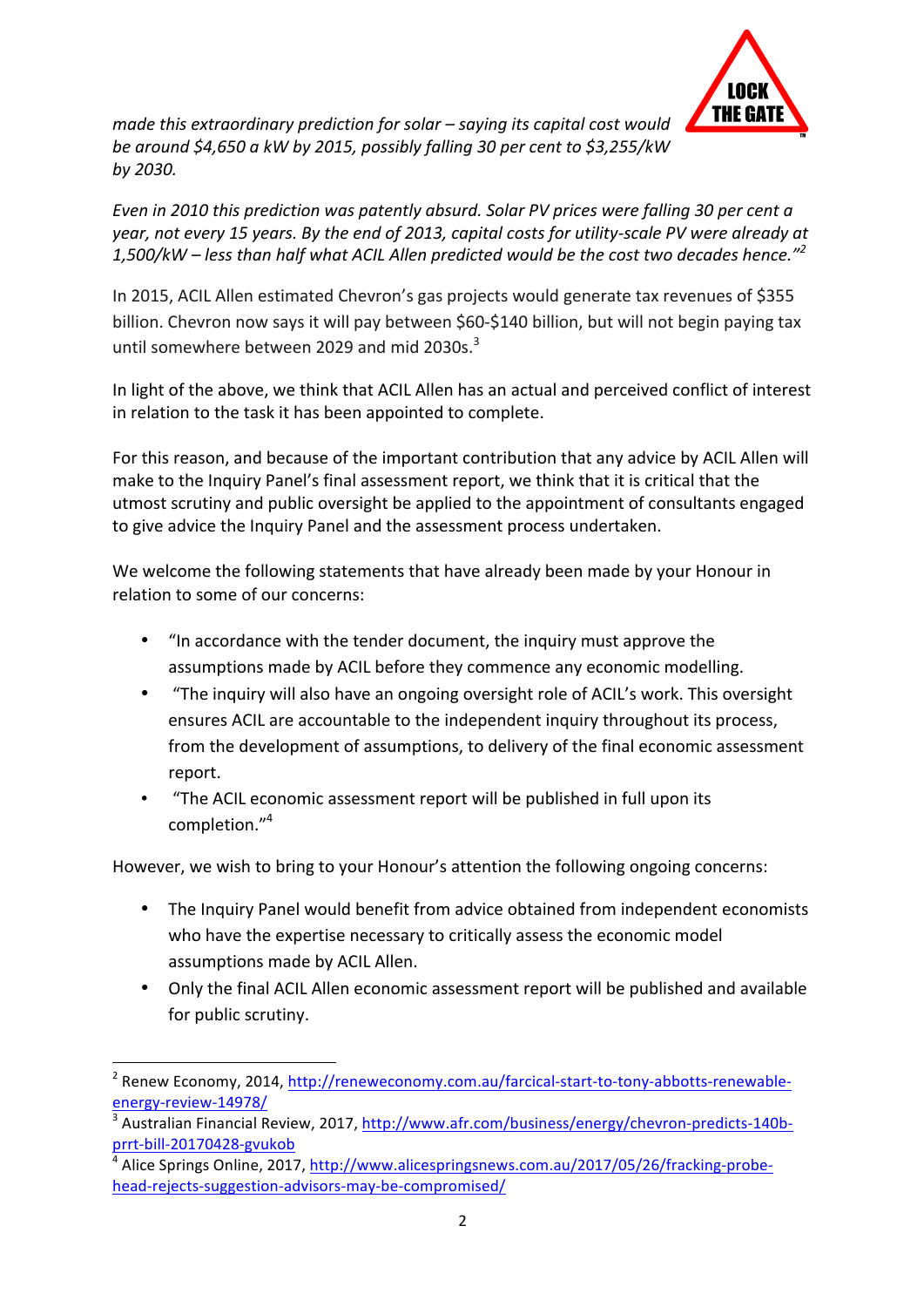*made this extraordinary prediction for solar – saying its capital cost would be around $4,650 a kW by 2015, possibly falling 30 per cent to $3,255/kW by 2030.*

*Even in 2010 this prediction was patently absurd. Solar PV prices were falling 30 per cent a year, not every 15 years. By the end of 2013, capital costs for utility-scale PV were already at 1,500/kW – less than half what ACIL Allen predicted would be the cost two decades hence."*[2]

In 2015, ACIL Allen estimated Chevron's gas projects would generate tax revenues of $355 billion. Chevron now says it will pay between $60-$140 billion, but will not begin paying tax until somewhere between 2029 and mid 2030s.[3]

In light of the above, we think that ACIL Allen has an actual and perceived conflict of interest in relation to the task it has been appointed to complete.

For this reason, and because of the important contribution that any advice by ACIL Allen will make to the Inquiry Panel's final assessment report, we think that it is critical that the utmost scrutiny and public oversight be applied to the appointment of consultants engaged to give advice the Inquiry Panel and the assessment process undertaken.

We welcome the following statements that have already been made by your Honour in relation to some of our concerns:

- "In accordance with the tender document, the inquiry must approve the assumptions made by ACIL before they commence any economic modelling.
- "The inquiry will also have an ongoing oversight role of ACIL's work. This oversight ensures ACIL are accountable to the independent inquiry throughout its process, from the development of assumptions, to delivery of the final economic assessment report.
- "The ACIL economic assessment report will be published in full upon its completion."[4]

However, we wish to bring to your Honour's attention the following ongoing concerns:

- The Inquiry Panel would benefit from advice obtained from independent economists who have the expertise necessary to critically assess the economic model assumptions made by ACIL Allen.
- Only the final ACIL Allen economic assessment report will be published and available for public scrutiny.

---

[2] Renew Economy, 2014, http://reneweconomy.com.au/farcical-start-to-tony-abbotts-renewable-energy-review-14978/

[3] Australian Financial Review, 2017, http://www.afr.com/business/energy/chevron-predicts-140b-prrt-bill-20170428-gvukob

[4] Alice Springs Online, 2017, http://www.alicespringsnews.com.au/2017/05/26/fracking-probe-head-rejects-suggestion-advisors-may-be-compromised/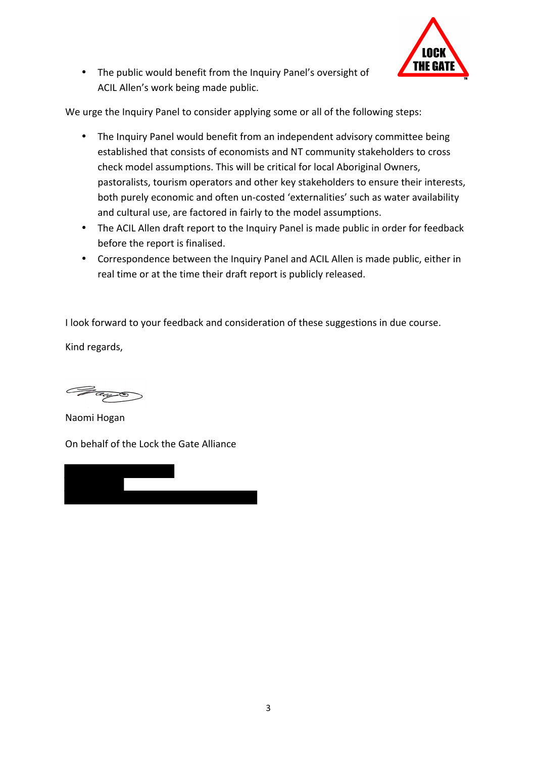- The public would benefit from the Inquiry Panel's oversight of ACIL Allen's work being made public.

We urge the Inquiry Panel to consider applying some or all of the following steps:

- The Inquiry Panel would benefit from an independent advisory committee being established that consists of economists and NT community stakeholders to cross check model assumptions. This will be critical for local Aboriginal Owners, pastoralists, tourism operators and other key stakeholders to ensure their interests, both purely economic and often un-costed 'externalities' such as water availability and cultural use, are factored in fairly to the model assumptions.
- The ACIL Allen draft report to the Inquiry Panel is made public in order for feedback before the report is finalised.
- Correspondence between the Inquiry Panel and ACIL Allen is made public, either in real time or at the time their draft report is publicly released.

I look forward to your feedback and consideration of these suggestions in due course.

Kind regards,

Naomi Hogan

On behalf of the Lock the Gate Alliance